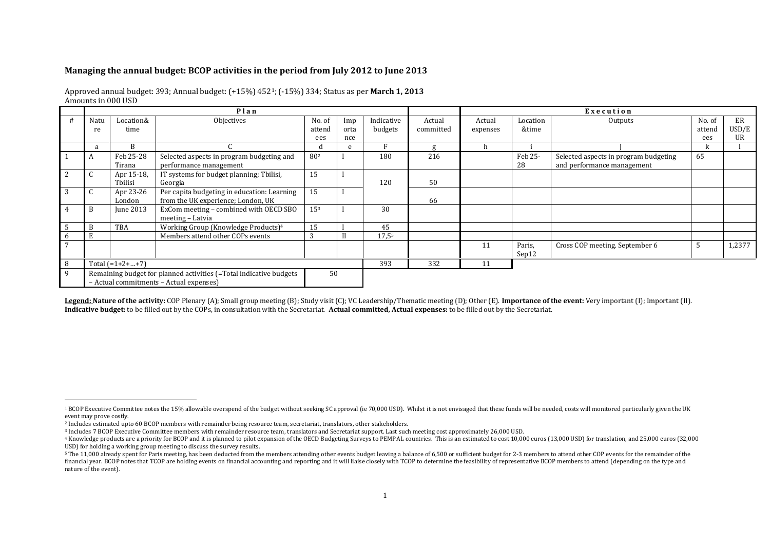## Managing the annual budget: BCOP activities in the period from July 2012 to June 2013

Approved annual budget: 393; Annual budget: (+15%) 452[1]; (-15%) 334; Status as per **March 1, 2013**
Amounts in 000 USD

| # | Plan | | | | | | | Execution | | | | |
|---|---|---|---|---|---|---|---|---|---|---|---|---|
| # | Nature | Location& time | Objectives | No. of attendees | Importance | Indicative budgets | Actual committed | Actual expenses | Location &time | Outputs | No. of attendees | ER USD/EUR |
| | a | B | C | d | e | F | g | h | i | J | k | l |
| 1 | A | Feb 25-28 Tirana | Selected aspects in program budgeting and performance management | 80[2] | I | 180 | 216 | | Feb 25-28 | Selected aspects in program budgeting and performance management | 65 | |
| 2 | C | Apr 15-18, Tbilisi | IT systems for budget planning; Tbilisi, Georgia | 15 | I | 120 | 50 | | | | | |
| 3 | C | Apr 23-26 London | Per capita budgeting in education: Learning from the UK experience; London, UK | 15 | I | | 66 | | | | | |
| 4 | B | June 2013 | ExCom meeting – combined with OECD SBO meeting – Latvia | 15[3] | I | 30 | | | | | | |
| 5 | B | TBA | Working Group (Knowledge Products)[4] | 15 | I | 45 | | | | | | |
| 6 | E | | Members attend other COPs events | 3 | II | 17,5[5] | | | | | | |
| 7 | | | | | | | | 11 | Paris, Sep12 | Cross COP meeting, September 6 | 5 | 1,2377 |
| 8 | Total (=1+2+…+7) | | | | | 393 | 332 | 11 | | | | |
| 9 | Remaining budget for planned activities (=Total indicative budgets – Actual commitments – Actual expenses) | | | 50 | | | | | | | | |

**Legend: Nature of the activity:** COP Plenary (A); Small group meeting (B); Study visit (C); VC Leadership/Thematic meeting (D); Other (E). **Importance of the event:** Very important (I); Important (II). **Indicative budget:** to be filled out by the COPs, in consultation with the Secretariat. **Actual committed, Actual expenses:** to be filled out by the Secretariat.

[1] BCOP Executive Committee notes the 15% allowable overspend of the budget without seeking SC approval (ie 70,000 USD). Whilst it is not envisaged that these funds will be needed, costs will monitored particularly given the UK event may prove costly.

[2] Includes estimated upto 60 BCOP members with remainder being resource team, secretariat, translators, other stakeholders.

[3] Includes 7 BCOP Executive Committee members with remainder resource team, translators and Secretariat support. Last such meeting cost approximately 26,000 USD.

[4] Knowledge products are a priority for BCOP and it is planned to pilot expansion of the OECD Budgeting Surveys to PEMPAL countries. This is an estimated to cost 10,000 euros (13,000 USD) for translation, and 25,000 euros (32,000 USD) for holding a working group meeting to discuss the survey results.

[5] The 11,000 already spent for Paris meeting, has been deducted from the members attending other events budget leaving a balance of 6,500 or sufficient budget for 2-3 members to attend other COP events for the remainder of the financial year. BCOP notes that TCOP are holding events on financial accounting and reporting and it will liaise closely with TCOP to determine the feasibility of representative BCOP members to attend (depending on the type and nature of the event).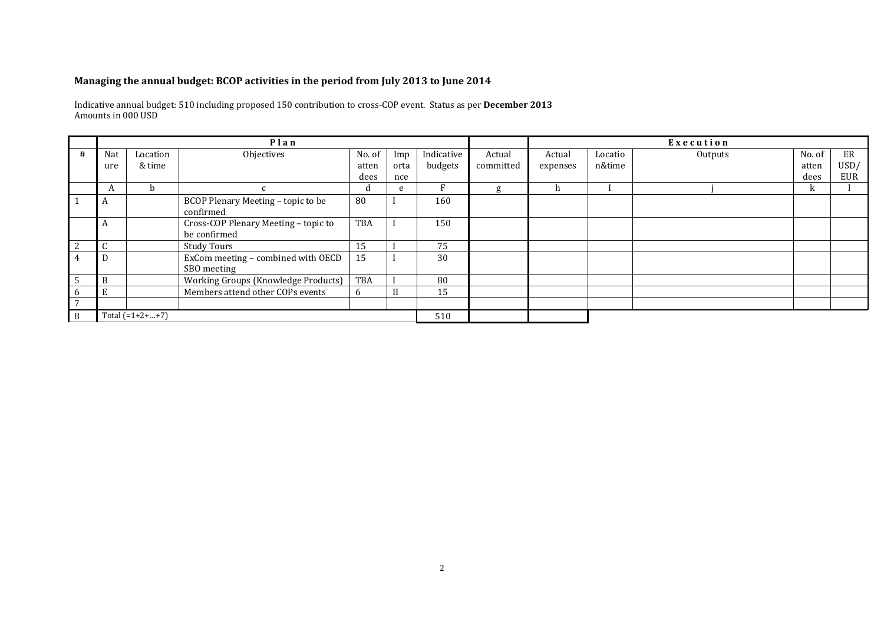**Managing the annual budget: BCOP activities in the period from July 2013 to June 2014**

Indicative annual budget: 510 including proposed 150 contribution to cross-COP event. Status as per **December 2013**
Amounts in 000 USD

| | Plan | | | | | | | Execution | | | | |
|---|---|---|---|---|---|---|---|---|---|---|---|---|
| # | Nature | Location & time | Objectives | No. of attendees | Importance | Indicative budgets | Actual committed | Actual expenses | Location&time | Outputs | No. of attendees | ER USD/ EUR |
| | A | b | c | d | e | F | g | h | I | j | k | l |
| 1 | A | | BCOP Plenary Meeting – topic to be confirmed | 80 | I | 160 | | | | | | |
| | A | | Cross-COP Plenary Meeting – topic to be confirmed | TBA | I | 150 | | | | | | |
| 2 | C | | Study Tours | 15 | I | 75 | | | | | | |
| 4 | D | | ExCom meeting – combined with OECD SBO meeting | 15 | I | 30 | | | | | | |
| 5 | B | | Working Groups (Knowledge Products) | TBA | I | 80 | | | | | | |
| 6 | E | | Members attend other COPs events | 6 | II | 15 | | | | | | |
| 7 | | | | | | | | | | | | |
| 8 | Total (=1+2+…+7) | | | | | 510 | | | | | | |